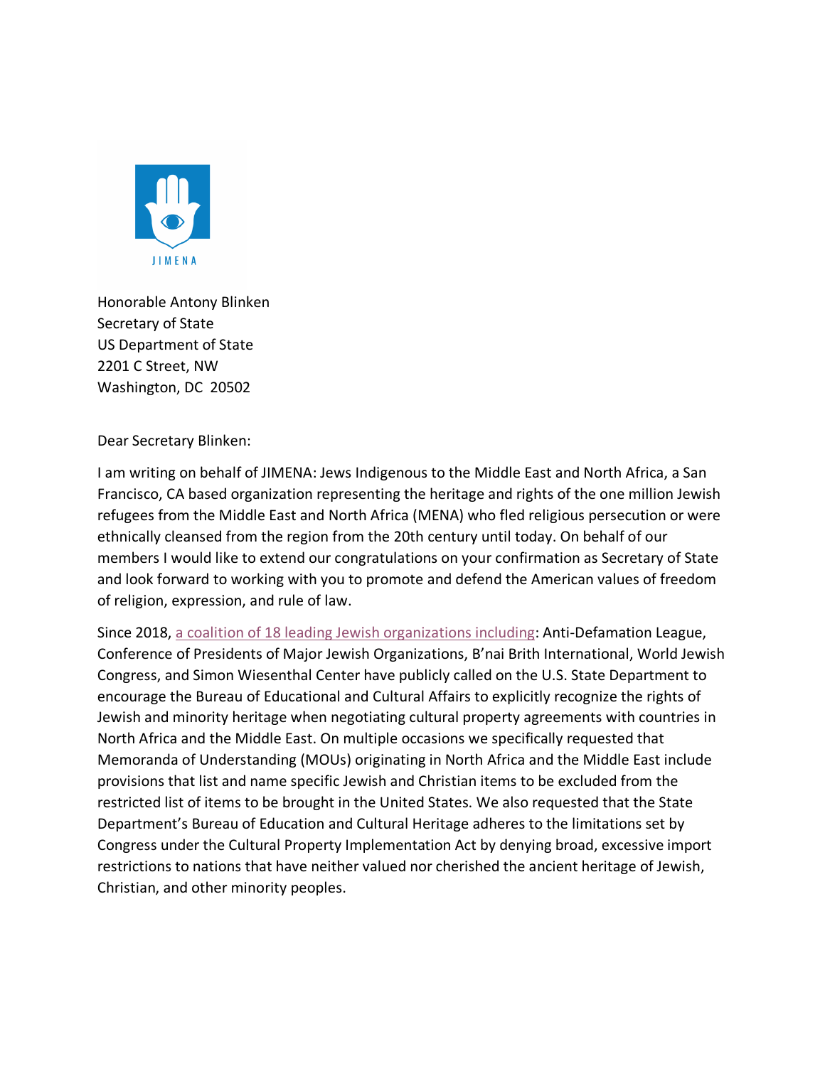JIMENA

Honorable Antony Blinken
Secretary of State
US Department of State
2201 C Street, NW
Washington, DC 20502

Dear Secretary Blinken:

I am writing on behalf of JIMENA: Jews Indigenous to the Middle East and North Africa, a San Francisco, CA based organization representing the heritage and rights of the one million Jewish refugees from the Middle East and North Africa (MENA) who fled religious persecution or were ethnically cleansed from the region from the 20th century until today. On behalf of our members I would like to extend our congratulations on your confirmation as Secretary of State and look forward to working with you to promote and defend the American values of freedom of religion, expression, and rule of law.

Since 2018, a coalition of 18 leading Jewish organizations including: Anti-Defamation League, Conference of Presidents of Major Jewish Organizations, B'nai Brith International, World Jewish Congress, and Simon Wiesenthal Center have publicly called on the U.S. State Department to encourage the Bureau of Educational and Cultural Affairs to explicitly recognize the rights of Jewish and minority heritage when negotiating cultural property agreements with countries in North Africa and the Middle East. On multiple occasions we specifically requested that Memoranda of Understanding (MOUs) originating in North Africa and the Middle East include provisions that list and name specific Jewish and Christian items to be excluded from the restricted list of items to be brought in the United States. We also requested that the State Department's Bureau of Education and Cultural Heritage adheres to the limitations set by Congress under the Cultural Property Implementation Act by denying broad, excessive import restrictions to nations that have neither valued nor cherished the ancient heritage of Jewish, Christian, and other minority peoples.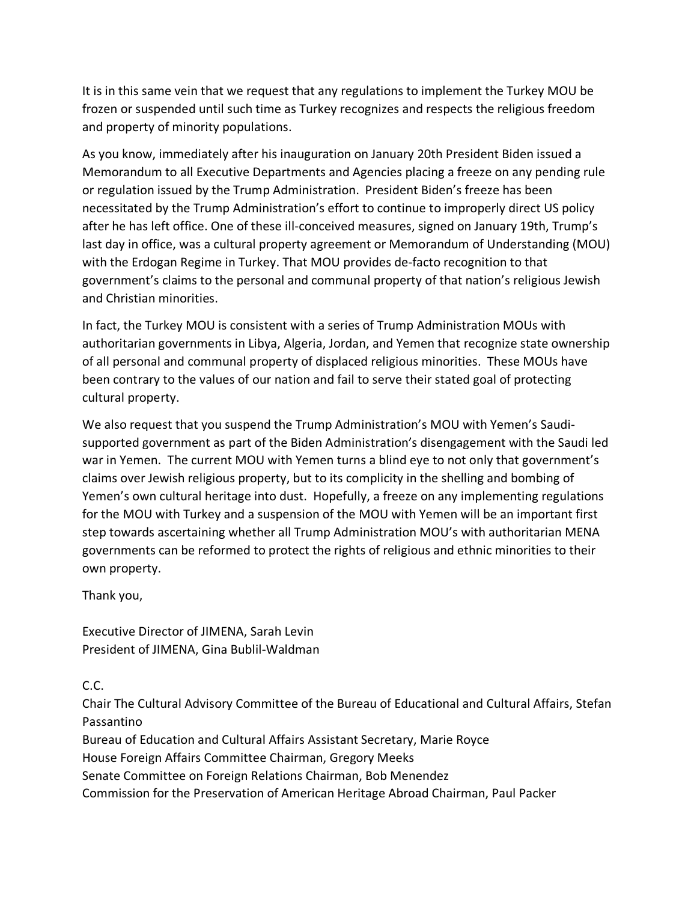It is in this same vein that we request that any regulations to implement the Turkey MOU be frozen or suspended until such time as Turkey recognizes and respects the religious freedom and property of minority populations.

As you know, immediately after his inauguration on January 20th President Biden issued a Memorandum to all Executive Departments and Agencies placing a freeze on any pending rule or regulation issued by the Trump Administration. President Biden's freeze has been necessitated by the Trump Administration's effort to continue to improperly direct US policy after he has left office. One of these ill-conceived measures, signed on January 19th, Trump's last day in office, was a cultural property agreement or Memorandum of Understanding (MOU) with the Erdogan Regime in Turkey. That MOU provides de-facto recognition to that government's claims to the personal and communal property of that nation's religious Jewish and Christian minorities.

In fact, the Turkey MOU is consistent with a series of Trump Administration MOUs with authoritarian governments in Libya, Algeria, Jordan, and Yemen that recognize state ownership of all personal and communal property of displaced religious minorities. These MOUs have been contrary to the values of our nation and fail to serve their stated goal of protecting cultural property.

We also request that you suspend the Trump Administration's MOU with Yemen's Saudi-supported government as part of the Biden Administration's disengagement with the Saudi led war in Yemen. The current MOU with Yemen turns a blind eye to not only that government's claims over Jewish religious property, but to its complicity in the shelling and bombing of Yemen's own cultural heritage into dust. Hopefully, a freeze on any implementing regulations for the MOU with Turkey and a suspension of the MOU with Yemen will be an important first step towards ascertaining whether all Trump Administration MOU's with authoritarian MENA governments can be reformed to protect the rights of religious and ethnic minorities to their own property.

Thank you,

Executive Director of JIMENA, Sarah Levin
President of JIMENA, Gina Bublil-Waldman

C.C.
Chair The Cultural Advisory Committee of the Bureau of Educational and Cultural Affairs, Stefan Passantino
Bureau of Education and Cultural Affairs Assistant Secretary, Marie Royce
House Foreign Affairs Committee Chairman, Gregory Meeks
Senate Committee on Foreign Relations Chairman, Bob Menendez
Commission for the Preservation of American Heritage Abroad Chairman, Paul Packer